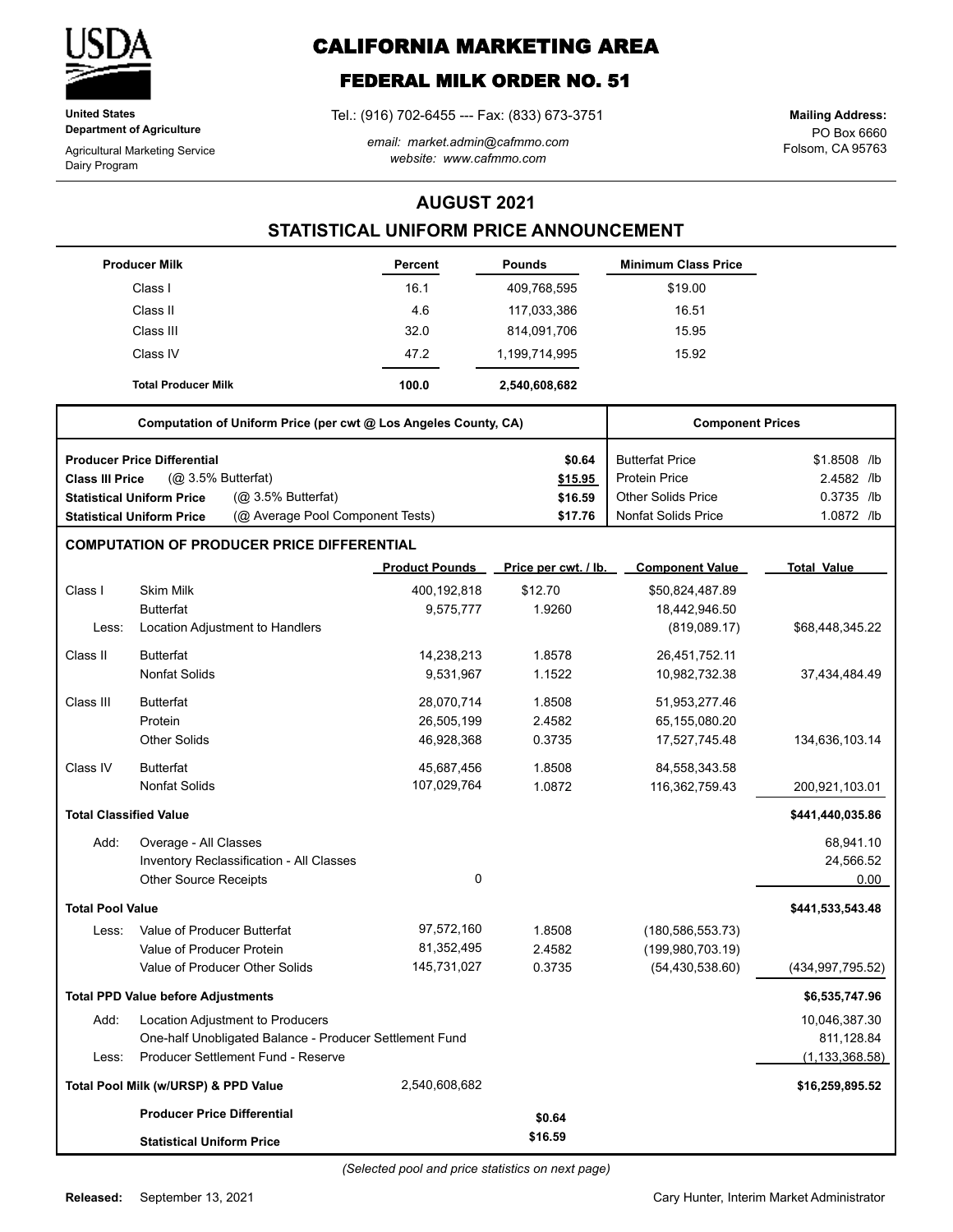**United States Department of Agriculture**

Agricultural Marketing Service
Dairy Program

# CALIFORNIA MARKETING AREA

## FEDERAL MILK ORDER NO. 51

Tel.: (916) 702-6455 --- Fax: (833) 673-3751

*email: market.admin@cafmmo.com*
*website: www.cafmmo.com*

**Mailing Address:**
PO Box 6660
Folsom, CA 95763

## AUGUST 2021

## STATISTICAL UNIFORM PRICE ANNOUNCEMENT

| Producer Milk | Percent | Pounds | Minimum Class Price |
|---|---|---|---|
| Class I | 16.1 | 409,768,595 | $19.00 |
| Class II | 4.6 | 117,033,386 | 16.51 |
| Class III | 32.0 | 814,091,706 | 15.95 |
| Class IV | 47.2 | 1,199,714,995 | 15.92 |
| **Total Producer Milk** | **100.0** | **2,540,608,682** | |

| Computation of Uniform Price (per cwt @ Los Angeles County, CA) | | Component Prices | |
|---|---|---|---|
| **Producer Price Differential** | $0.64 | Butterfat Price | $1.8508 /lb |
| **Class III Price** (@ 3.5% Butterfat) | $15.95 | Protein Price | 2.4582 /lb |
| **Statistical Uniform Price** (@ 3.5% Butterfat) | $16.59 | Other Solids Price | 0.3735 /lb |
| **Statistical Uniform Price** (@ Average Pool Component Tests) | $17.76 | Nonfat Solids Price | 1.0872 /lb |

### COMPUTATION OF PRODUCER PRICE DIFFERENTIAL

| | | Product Pounds | Price per cwt. / lb. | Component Value | Total Value |
|---|---|---|---|---|---|
| Class I | Skim Milk | 400,192,818 | $12.70 | $50,824,487.89 | |
| | Butterfat | 9,575,777 | 1.9260 | 18,442,946.50 | |
| Less: | Location Adjustment to Handlers | | | (819,089.17) | $68,448,345.22 |
| Class II | Butterfat | 14,238,213 | 1.8578 | 26,451,752.11 | |
| | Nonfat Solids | 9,531,967 | 1.1522 | 10,982,732.38 | 37,434,484.49 |
| Class III | Butterfat | 28,070,714 | 1.8508 | 51,953,277.46 | |
| | Protein | 26,505,199 | 2.4582 | 65,155,080.20 | |
| | Other Solids | 46,928,368 | 0.3735 | 17,527,745.48 | 134,636,103.14 |
| Class IV | Butterfat | 45,687,456 | 1.8508 | 84,558,343.58 | |
| | Nonfat Solids | 107,029,764 | 1.0872 | 116,362,759.43 | 200,921,103.01 |
| **Total Classified Value** | | | | | **$441,440,035.86** |
| Add: | Overage - All Classes | | | | 68,941.10 |
| | Inventory Reclassification - All Classes | | | | 24,566.52 |
| | Other Source Receipts | 0 | | | 0.00 |
| **Total Pool Value** | | | | | **$441,533,543.48** |
| Less: | Value of Producer Butterfat | 97,572,160 | 1.8508 | (180,586,553.73) | |
| | Value of Producer Protein | 81,352,495 | 2.4582 | (199,980,703.19) | |
| | Value of Producer Other Solids | 145,731,027 | 0.3735 | (54,430,538.60) | (434,997,795.52) |
| **Total PPD Value before Adjustments** | | | | | **$6,535,747.96** |
| Add: | Location Adjustment to Producers | | | | 10,046,387.30 |
| | One-half Unobligated Balance - Producer Settlement Fund | | | | 811,128.84 |
| Less: | Producer Settlement Fund - Reserve | | | | (1,133,368.58) |
| **Total Pool Milk (w/URSP) & PPD Value** | | 2,540,608,682 | | | **$16,259,895.52** |
| | **Producer Price Differential** | | **$0.64** | | |
| | **Statistical Uniform Price** | | **$16.59** | | |

*(Selected pool and price statistics on next page)*

**Released:** September 13, 2021

Cary Hunter, Interim Market Administrator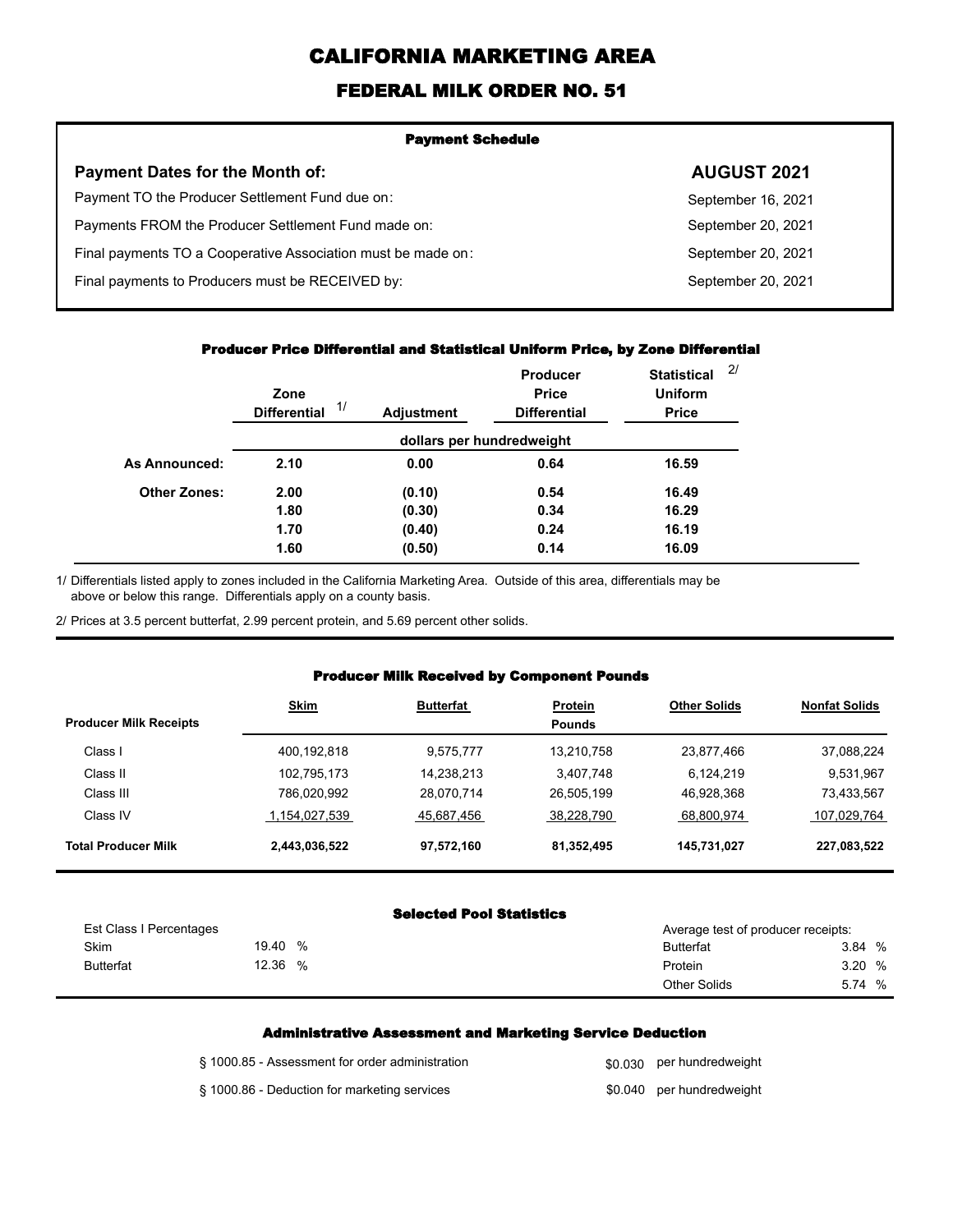# CALIFORNIA MARKETING AREA

## FEDERAL MILK ORDER NO. 51

### Payment Schedule

| Payment Dates for the Month of: | AUGUST 2021 |
|---|---|
| Payment TO the Producer Settlement Fund due on: | September 16, 2021 |
| Payments FROM the Producer Settlement Fund made on: | September 20, 2021 |
| Final payments TO a Cooperative Association must be made on: | September 20, 2021 |
| Final payments to Producers must be RECEIVED by: | September 20, 2021 |

### Producer Price Differential and Statistical Uniform Price, by Zone Differential

| | Zone Differential 1/ | Adjustment | Producer Price Differential | Statistical Uniform Price 2/ |
|---|---|---|---|---|
| | dollars per hundredweight | | | |
| **As Announced:** | **2.10** | **0.00** | **0.64** | **16.59** |
| **Other Zones:** | **2.00** | **(0.10)** | **0.54** | **16.49** |
| | **1.80** | **(0.30)** | **0.34** | **16.29** |
| | **1.70** | **(0.40)** | **0.24** | **16.19** |
| | **1.60** | **(0.50)** | **0.14** | **16.09** |

1/ Differentials listed apply to zones included in the California Marketing Area. Outside of this area, differentials may be above or below this range. Differentials apply on a county basis.

2/ Prices at 3.5 percent butterfat, 2.99 percent protein, and 5.69 percent other solids.

### Producer Milk Received by Component Pounds

| Producer Milk Receipts | Skim | Butterfat | Protein | Other Solids | Nonfat Solids |
|---|---|---|---|---|---|
| | | | Pounds | | |
| Class I | 400,192,818 | 9,575,777 | 13,210,758 | 23,877,466 | 37,088,224 |
| Class II | 102,795,173 | 14,238,213 | 3,407,748 | 6,124,219 | 9,531,967 |
| Class III | 786,020,992 | 28,070,714 | 26,505,199 | 46,928,368 | 73,433,567 |
| Class IV | 1,154,027,539 | 45,687,456 | 38,228,790 | 68,800,974 | 107,029,764 |
| **Total Producer Milk** | **2,443,036,522** | **97,572,160** | **81,352,495** | **145,731,027** | **227,083,522** |

### Selected Pool Statistics

| Est Class I Percentages | | Average test of producer receipts: | |
|---|---|---|---|
| Skim | 19.40 % | Butterfat | 3.84 % |
| Butterfat | 12.36 % | Protein | 3.20 % |
| | | Other Solids | 5.74 % |

### Administrative Assessment and Marketing Service Deduction

| | | |
|---|---|---|
| § 1000.85 - Assessment for order administration | $0.030 | per hundredweight |
| § 1000.86 - Deduction for marketing services | $0.040 | per hundredweight |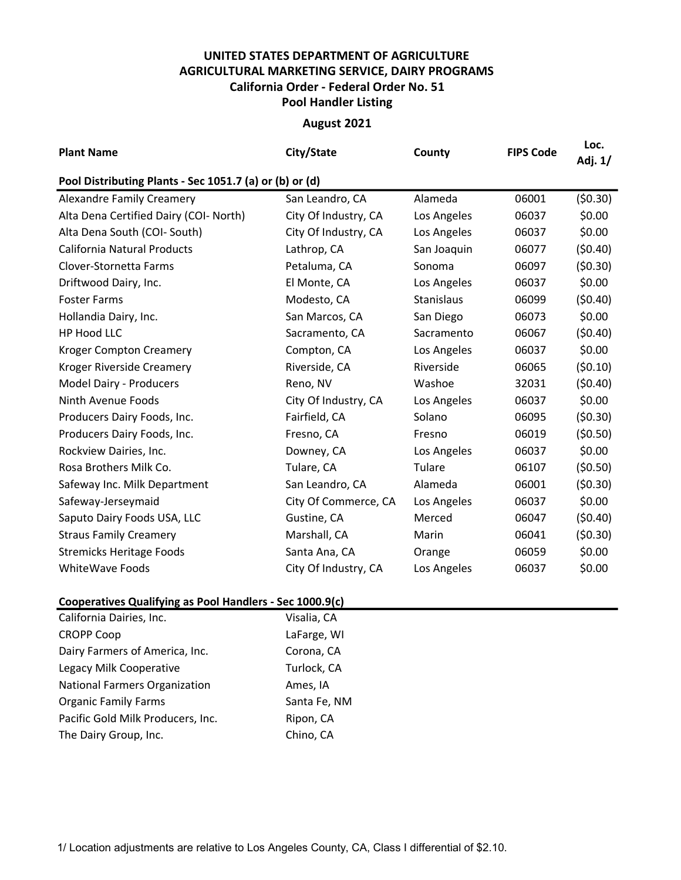**UNITED STATES DEPARTMENT OF AGRICULTURE**
**AGRICULTURAL MARKETING SERVICE, DAIRY PROGRAMS**
**California Order - Federal Order No. 51**
**Pool Handler Listing**

**August 2021**

| Plant Name | City/State | County | FIPS Code | Loc. Adj. 1/ |
|---|---|---|---|---|
| **Pool Distributing Plants - Sec 1051.7 (a) or (b) or (d)** | | | | |
| Alexandre Family Creamery | San Leandro, CA | Alameda | 06001 | ($0.30) |
| Alta Dena Certified Dairy (COI- North) | City Of Industry, CA | Los Angeles | 06037 | $0.00 |
| Alta Dena South (COI- South) | City Of Industry, CA | Los Angeles | 06037 | $0.00 |
| California Natural Products | Lathrop, CA | San Joaquin | 06077 | ($0.40) |
| Clover-Stornetta Farms | Petaluma, CA | Sonoma | 06097 | ($0.30) |
| Driftwood Dairy, Inc. | El Monte, CA | Los Angeles | 06037 | $0.00 |
| Foster Farms | Modesto, CA | Stanislaus | 06099 | ($0.40) |
| Hollandia Dairy, Inc. | San Marcos, CA | San Diego | 06073 | $0.00 |
| HP Hood LLC | Sacramento, CA | Sacramento | 06067 | ($0.40) |
| Kroger Compton Creamery | Compton, CA | Los Angeles | 06037 | $0.00 |
| Kroger Riverside Creamery | Riverside, CA | Riverside | 06065 | ($0.10) |
| Model Dairy - Producers | Reno, NV | Washoe | 32031 | ($0.40) |
| Ninth Avenue Foods | City Of Industry, CA | Los Angeles | 06037 | $0.00 |
| Producers Dairy Foods, Inc. | Fairfield, CA | Solano | 06095 | ($0.30) |
| Producers Dairy Foods, Inc. | Fresno, CA | Fresno | 06019 | ($0.50) |
| Rockview Dairies, Inc. | Downey, CA | Los Angeles | 06037 | $0.00 |
| Rosa Brothers Milk Co. | Tulare, CA | Tulare | 06107 | ($0.50) |
| Safeway Inc. Milk Department | San Leandro, CA | Alameda | 06001 | ($0.30) |
| Safeway-Jerseymaid | City Of Commerce, CA | Los Angeles | 06037 | $0.00 |
| Saputo Dairy Foods USA, LLC | Gustine, CA | Merced | 06047 | ($0.40) |
| Straus Family Creamery | Marshall, CA | Marin | 06041 | ($0.30) |
| Stremicks Heritage Foods | Santa Ana, CA | Orange | 06059 | $0.00 |
| WhiteWave Foods | City Of Industry, CA | Los Angeles | 06037 | $0.00 |

**Cooperatives Qualifying as Pool Handlers - Sec 1000.9(c)**

| | |
|---|---|
| California Dairies, Inc. | Visalia, CA |
| CROPP Coop | LaFarge, WI |
| Dairy Farmers of America, Inc. | Corona, CA |
| Legacy Milk Cooperative | Turlock, CA |
| National Farmers Organization | Ames, IA |
| Organic Family Farms | Santa Fe, NM |
| Pacific Gold Milk Producers, Inc. | Ripon, CA |
| The Dairy Group, Inc. | Chino, CA |

1/ Location adjustments are relative to Los Angeles County, CA, Class I differential of $2.10.